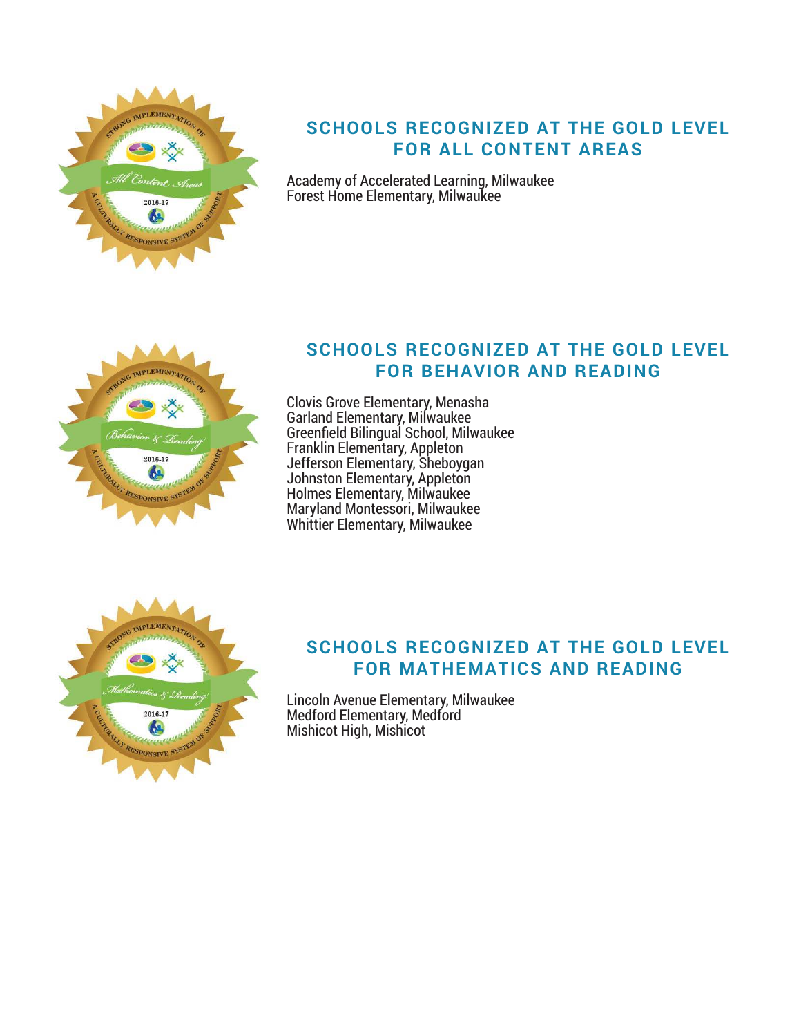## SCHOOLS RECOGNIZED AT THE GOLD LEVEL FOR ALL CONTENT AREAS

Academy of Accelerated Learning, Milwaukee
Forest Home Elementary, Milwaukee

## SCHOOLS RECOGNIZED AT THE GOLD LEVEL FOR BEHAVIOR AND READING

Clovis Grove Elementary, Menasha
Garland Elementary, Milwaukee
Greenfield Bilingual School, Milwaukee
Franklin Elementary, Appleton
Jefferson Elementary, Sheboygan
Johnston Elementary, Appleton
Holmes Elementary, Milwaukee
Maryland Montessori, Milwaukee
Whittier Elementary, Milwaukee

## SCHOOLS RECOGNIZED AT THE GOLD LEVEL FOR MATHEMATICS AND READING

Lincoln Avenue Elementary, Milwaukee
Medford Elementary, Medford
Mishicot High, Mishicot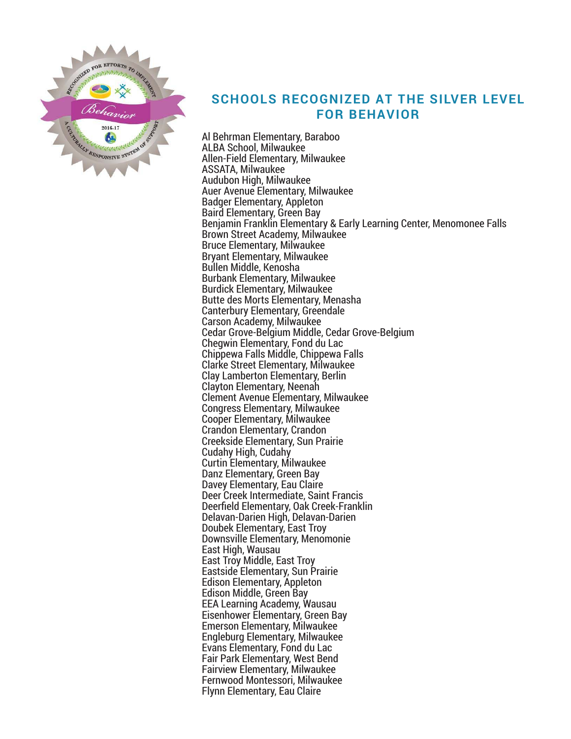## SCHOOLS RECOGNIZED AT THE SILVER LEVEL FOR BEHAVIOR

Al Behrman Elementary, Baraboo
ALBA School, Milwaukee
Allen-Field Elementary, Milwaukee
ASSATA, Milwaukee
Audubon High, Milwaukee
Auer Avenue Elementary, Milwaukee
Badger Elementary, Appleton
Baird Elementary, Green Bay
Benjamin Franklin Elementary & Early Learning Center, Menomonee Falls
Brown Street Academy, Milwaukee
Bruce Elementary, Milwaukee
Bryant Elementary, Milwaukee
Bullen Middle, Kenosha
Burbank Elementary, Milwaukee
Burdick Elementary, Milwaukee
Butte des Morts Elementary, Menasha
Canterbury Elementary, Greendale
Carson Academy, Milwaukee
Cedar Grove-Belgium Middle, Cedar Grove-Belgium
Chegwin Elementary, Fond du Lac
Chippewa Falls Middle, Chippewa Falls
Clarke Street Elementary, Milwaukee
Clay Lamberton Elementary, Berlin
Clayton Elementary, Neenah
Clement Avenue Elementary, Milwaukee
Congress Elementary, Milwaukee
Cooper Elementary, Milwaukee
Crandon Elementary, Crandon
Creekside Elementary, Sun Prairie
Cudahy High, Cudahy
Curtin Elementary, Milwaukee
Danz Elementary, Green Bay
Davey Elementary, Eau Claire
Deer Creek Intermediate, Saint Francis
Deerfield Elementary, Oak Creek-Franklin
Delavan-Darien High, Delavan-Darien
Doubek Elementary, East Troy
Downsville Elementary, Menomonie
East High, Wausau
East Troy Middle, East Troy
Eastside Elementary, Sun Prairie
Edison Elementary, Appleton
Edison Middle, Green Bay
EEA Learning Academy, Wausau
Eisenhower Elementary, Green Bay
Emerson Elementary, Milwaukee
Engleburg Elementary, Milwaukee
Evans Elementary, Fond du Lac
Fair Park Elementary, West Bend
Fairview Elementary, Milwaukee
Fernwood Montessori, Milwaukee
Flynn Elementary, Eau Claire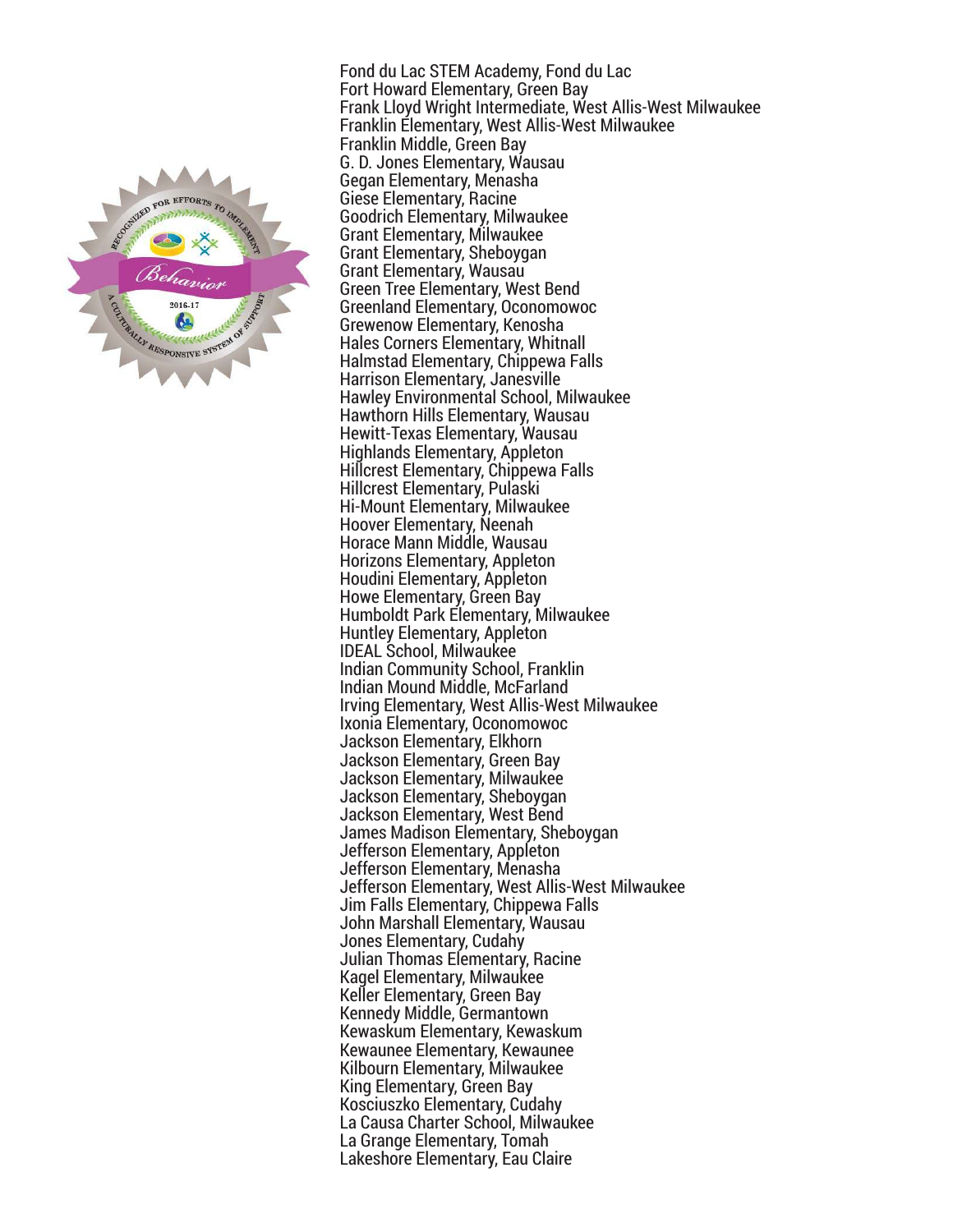Fond du Lac STEM Academy, Fond du Lac
Fort Howard Elementary, Green Bay
Frank Lloyd Wright Intermediate, West Allis-West Milwaukee
Franklin Elementary, West Allis-West Milwaukee
Franklin Middle, Green Bay
G. D. Jones Elementary, Wausau
Gegan Elementary, Menasha
Giese Elementary, Racine
Goodrich Elementary, Milwaukee
Grant Elementary, Milwaukee
Grant Elementary, Sheboygan
Grant Elementary, Wausau
Green Tree Elementary, West Bend
Greenland Elementary, Oconomowoc
Grewenow Elementary, Kenosha
Hales Corners Elementary, Whitnall
Halmstad Elementary, Chippewa Falls
Harrison Elementary, Janesville
Hawley Environmental School, Milwaukee
Hawthorn Hills Elementary, Wausau
Hewitt-Texas Elementary, Wausau
Highlands Elementary, Appleton
Hillcrest Elementary, Chippewa Falls
Hillcrest Elementary, Pulaski
Hi-Mount Elementary, Milwaukee
Hoover Elementary, Neenah
Horace Mann Middle, Wausau
Horizons Elementary, Appleton
Houdini Elementary, Appleton
Howe Elementary, Green Bay
Humboldt Park Elementary, Milwaukee
Huntley Elementary, Appleton
IDEAL School, Milwaukee
Indian Community School, Franklin
Indian Mound Middle, McFarland
Irving Elementary, West Allis-West Milwaukee
Ixonia Elementary, Oconomowoc
Jackson Elementary, Elkhorn
Jackson Elementary, Green Bay
Jackson Elementary, Milwaukee
Jackson Elementary, Sheboygan
Jackson Elementary, West Bend
James Madison Elementary, Sheboygan
Jefferson Elementary, Appleton
Jefferson Elementary, Menasha
Jefferson Elementary, West Allis-West Milwaukee
Jim Falls Elementary, Chippewa Falls
John Marshall Elementary, Wausau
Jones Elementary, Cudahy
Julian Thomas Elementary, Racine
Kagel Elementary, Milwaukee
Keller Elementary, Green Bay
Kennedy Middle, Germantown
Kewaskum Elementary, Kewaskum
Kewaunee Elementary, Kewaunee
Kilbourn Elementary, Milwaukee
King Elementary, Green Bay
Kosciuszko Elementary, Cudahy
La Causa Charter School, Milwaukee
La Grange Elementary, Tomah
Lakeshore Elementary, Eau Claire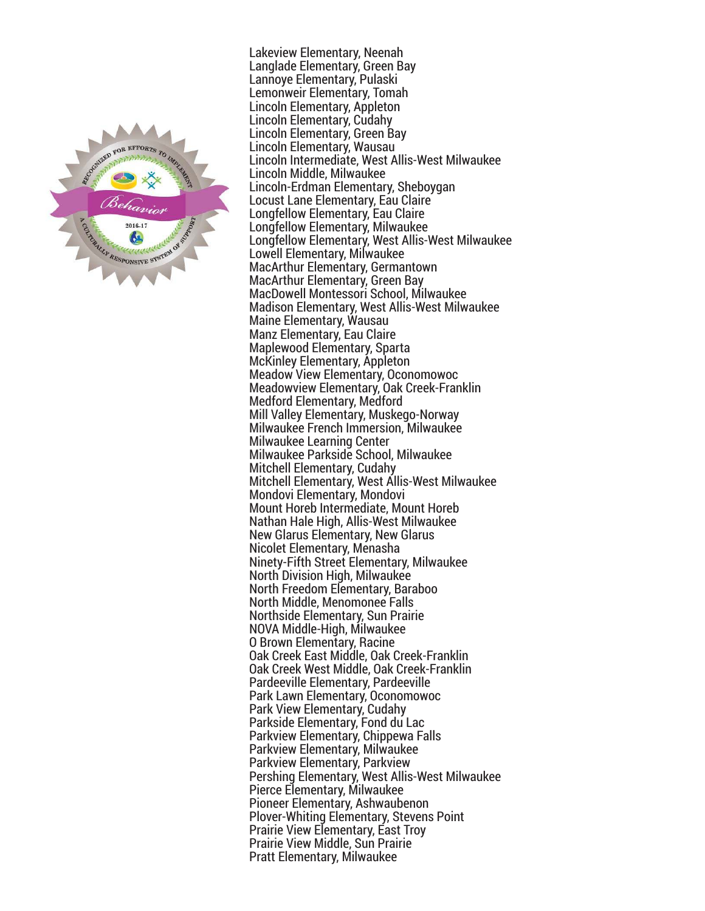Lakeview Elementary, Neenah
Langlade Elementary, Green Bay
Lannoye Elementary, Pulaski
Lemonweir Elementary, Tomah
Lincoln Elementary, Appleton
Lincoln Elementary, Cudahy
Lincoln Elementary, Green Bay
Lincoln Elementary, Wausau
Lincoln Intermediate, West Allis-West Milwaukee
Lincoln Middle, Milwaukee
Lincoln-Erdman Elementary, Sheboygan
Locust Lane Elementary, Eau Claire
Longfellow Elementary, Eau Claire
Longfellow Elementary, Milwaukee
Longfellow Elementary, West Allis-West Milwaukee
Lowell Elementary, Milwaukee
MacArthur Elementary, Germantown
MacArthur Elementary, Green Bay
MacDowell Montessori School, Milwaukee
Madison Elementary, West Allis-West Milwaukee
Maine Elementary, Wausau
Manz Elementary, Eau Claire
Maplewood Elementary, Sparta
McKinley Elementary, Appleton
Meadow View Elementary, Oconomowoc
Meadowview Elementary, Oak Creek-Franklin
Medford Elementary, Medford
Mill Valley Elementary, Muskego-Norway
Milwaukee French Immersion, Milwaukee
Milwaukee Learning Center
Milwaukee Parkside School, Milwaukee
Mitchell Elementary, Cudahy
Mitchell Elementary, West Allis-West Milwaukee
Mondovi Elementary, Mondovi
Mount Horeb Intermediate, Mount Horeb
Nathan Hale High, Allis-West Milwaukee
New Glarus Elementary, New Glarus
Nicolet Elementary, Menasha
Ninety-Fifth Street Elementary, Milwaukee
North Division High, Milwaukee
North Freedom Elementary, Baraboo
North Middle, Menomonee Falls
Northside Elementary, Sun Prairie
NOVA Middle-High, Milwaukee
O Brown Elementary, Racine
Oak Creek East Middle, Oak Creek-Franklin
Oak Creek West Middle, Oak Creek-Franklin
Pardeeville Elementary, Pardeeville
Park Lawn Elementary, Oconomowoc
Park View Elementary, Cudahy
Parkside Elementary, Fond du Lac
Parkview Elementary, Chippewa Falls
Parkview Elementary, Milwaukee
Parkview Elementary, Parkview
Pershing Elementary, West Allis-West Milwaukee
Pierce Elementary, Milwaukee
Pioneer Elementary, Ashwaubenon
Plover-Whiting Elementary, Stevens Point
Prairie View Elementary, East Troy
Prairie View Middle, Sun Prairie
Pratt Elementary, Milwaukee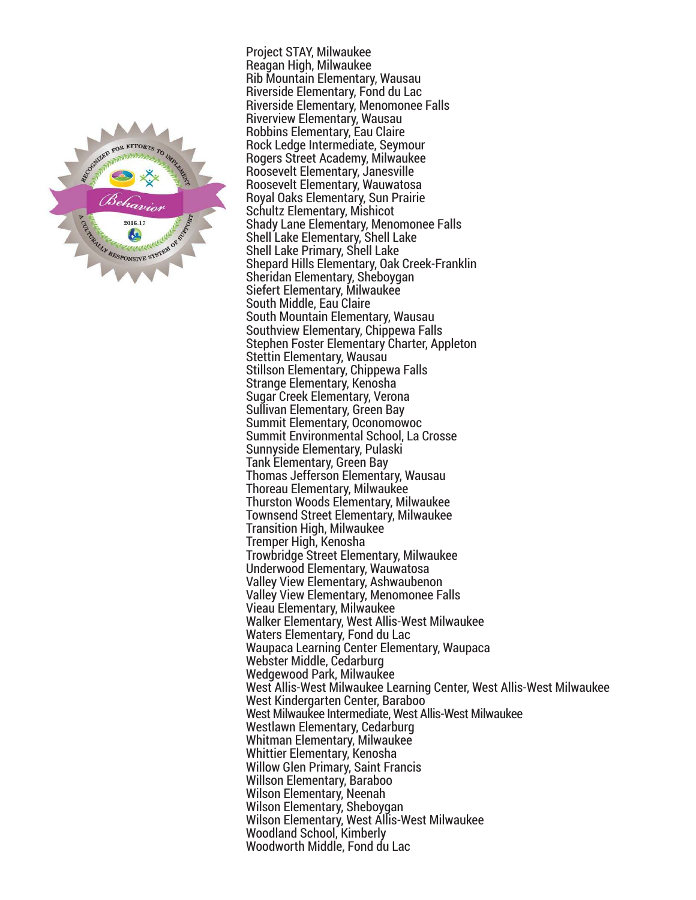Project STAY, Milwaukee
Reagan High, Milwaukee
Rib Mountain Elementary, Wausau
Riverside Elementary, Fond du Lac
Riverside Elementary, Menomonee Falls
Riverview Elementary, Wausau
Robbins Elementary, Eau Claire
Rock Ledge Intermediate, Seymour
Rogers Street Academy, Milwaukee
Roosevelt Elementary, Janesville
Roosevelt Elementary, Wauwatosa
Royal Oaks Elementary, Sun Prairie
Schultz Elementary, Mishicot
Shady Lane Elementary, Menomonee Falls
Shell Lake Elementary, Shell Lake
Shell Lake Primary, Shell Lake
Shepard Hills Elementary, Oak Creek-Franklin
Sheridan Elementary, Sheboygan
Siefert Elementary, Milwaukee
South Middle, Eau Claire
South Mountain Elementary, Wausau
Southview Elementary, Chippewa Falls
Stephen Foster Elementary Charter, Appleton
Stettin Elementary, Wausau
Stillson Elementary, Chippewa Falls
Strange Elementary, Kenosha
Sugar Creek Elementary, Verona
Sullivan Elementary, Green Bay
Summit Elementary, Oconomowoc
Summit Environmental School, La Crosse
Sunnyside Elementary, Pulaski
Tank Elementary, Green Bay
Thomas Jefferson Elementary, Wausau
Thoreau Elementary, Milwaukee
Thurston Woods Elementary, Milwaukee
Townsend Street Elementary, Milwaukee
Transition High, Milwaukee
Tremper High, Kenosha
Trowbridge Street Elementary, Milwaukee
Underwood Elementary, Wauwatosa
Valley View Elementary, Ashwaubenon
Valley View Elementary, Menomonee Falls
Vieau Elementary, Milwaukee
Walker Elementary, West Allis-West Milwaukee
Waters Elementary, Fond du Lac
Waupaca Learning Center Elementary, Waupaca
Webster Middle, Cedarburg
Wedgewood Park, Milwaukee
West Allis-West Milwaukee Learning Center, West Allis-West Milwaukee
West Kindergarten Center, Baraboo
West Milwaukee Intermediate, West Allis-West Milwaukee
Westlawn Elementary, Cedarburg
Whitman Elementary, Milwaukee
Whittier Elementary, Kenosha
Willow Glen Primary, Saint Francis
Willson Elementary, Baraboo
Wilson Elementary, Neenah
Wilson Elementary, Sheboygan
Wilson Elementary, West Allis-West Milwaukee
Woodland School, Kimberly
Woodworth Middle, Fond du Lac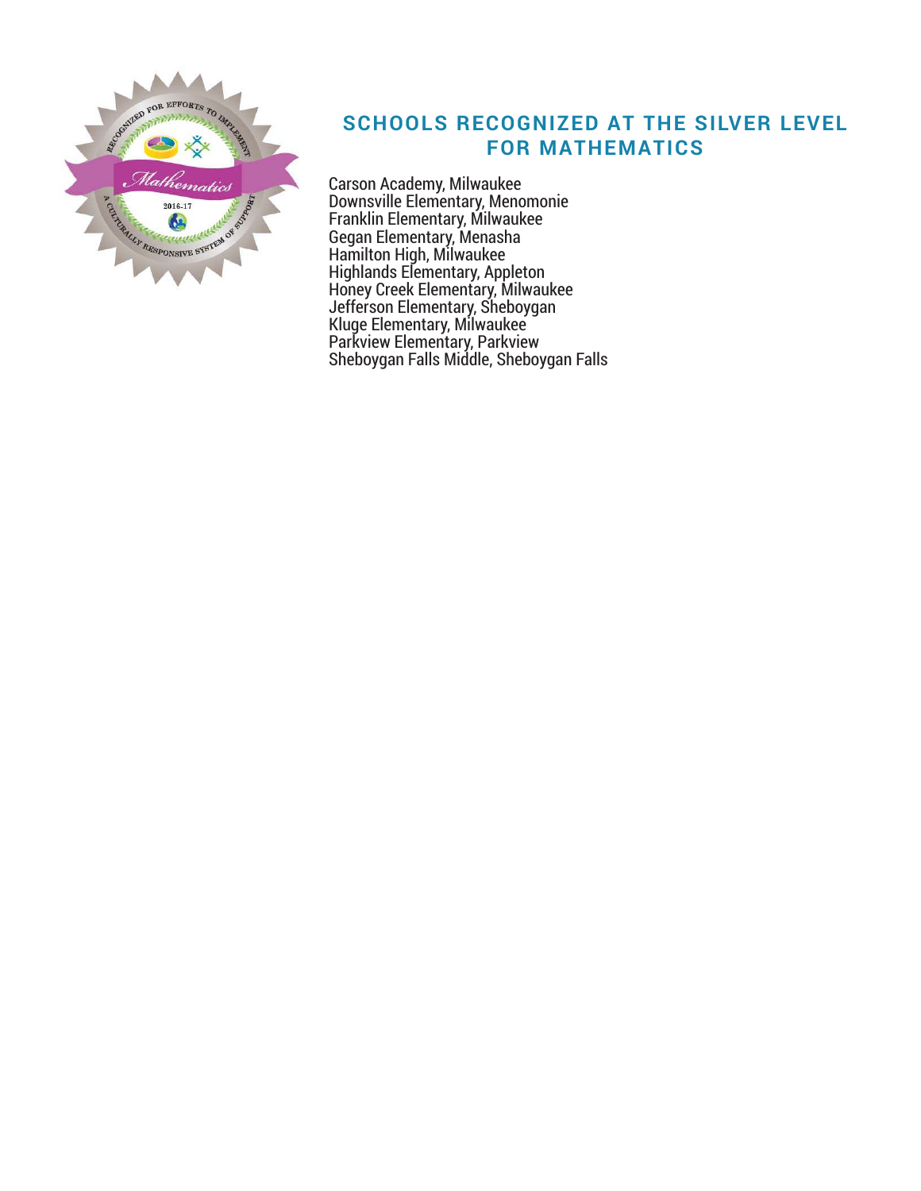## SCHOOLS RECOGNIZED AT THE SILVER LEVEL FOR MATHEMATICS

Carson Academy, Milwaukee
Downsville Elementary, Menomonie
Franklin Elementary, Milwaukee
Gegan Elementary, Menasha
Hamilton High, Milwaukee
Highlands Elementary, Appleton
Honey Creek Elementary, Milwaukee
Jefferson Elementary, Sheboygan
Kluge Elementary, Milwaukee
Parkview Elementary, Parkview
Sheboygan Falls Middle, Sheboygan Falls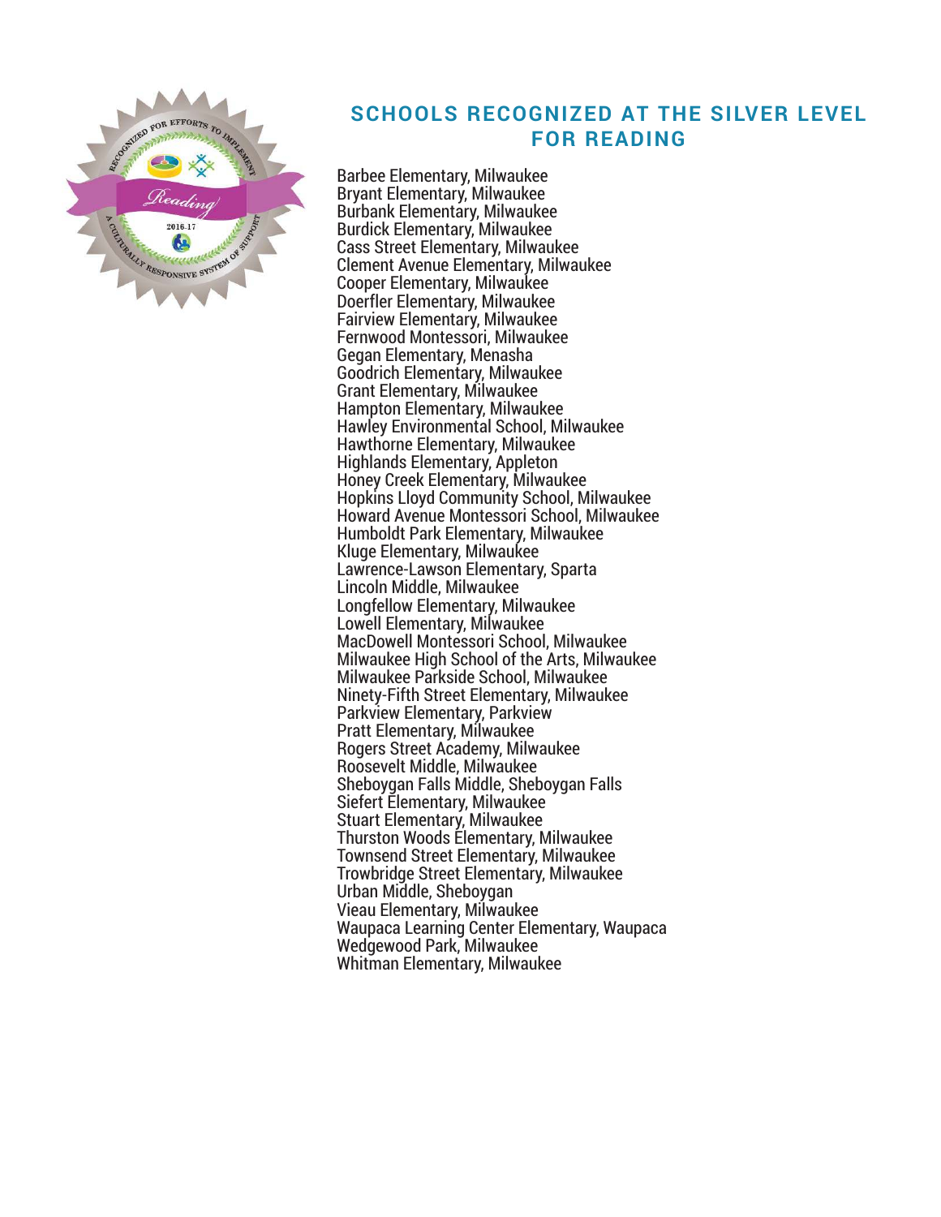## SCHOOLS RECOGNIZED AT THE SILVER LEVEL FOR READING

Barbee Elementary, Milwaukee
Bryant Elementary, Milwaukee
Burbank Elementary, Milwaukee
Burdick Elementary, Milwaukee
Cass Street Elementary, Milwaukee
Clement Avenue Elementary, Milwaukee
Cooper Elementary, Milwaukee
Doerfler Elementary, Milwaukee
Fairview Elementary, Milwaukee
Fernwood Montessori, Milwaukee
Gegan Elementary, Menasha
Goodrich Elementary, Milwaukee
Grant Elementary, Milwaukee
Hampton Elementary, Milwaukee
Hawley Environmental School, Milwaukee
Hawthorne Elementary, Milwaukee
Highlands Elementary, Appleton
Honey Creek Elementary, Milwaukee
Hopkins Lloyd Community School, Milwaukee
Howard Avenue Montessori School, Milwaukee
Humboldt Park Elementary, Milwaukee
Kluge Elementary, Milwaukee
Lawrence-Lawson Elementary, Sparta
Lincoln Middle, Milwaukee
Longfellow Elementary, Milwaukee
Lowell Elementary, Milwaukee
MacDowell Montessori School, Milwaukee
Milwaukee High School of the Arts, Milwaukee
Milwaukee Parkside School, Milwaukee
Ninety-Fifth Street Elementary, Milwaukee
Parkview Elementary, Parkview
Pratt Elementary, Milwaukee
Rogers Street Academy, Milwaukee
Roosevelt Middle, Milwaukee
Sheboygan Falls Middle, Sheboygan Falls
Siefert Elementary, Milwaukee
Stuart Elementary, Milwaukee
Thurston Woods Elementary, Milwaukee
Townsend Street Elementary, Milwaukee
Trowbridge Street Elementary, Milwaukee
Urban Middle, Sheboygan
Vieau Elementary, Milwaukee
Waupaca Learning Center Elementary, Waupaca
Wedgewood Park, Milwaukee
Whitman Elementary, Milwaukee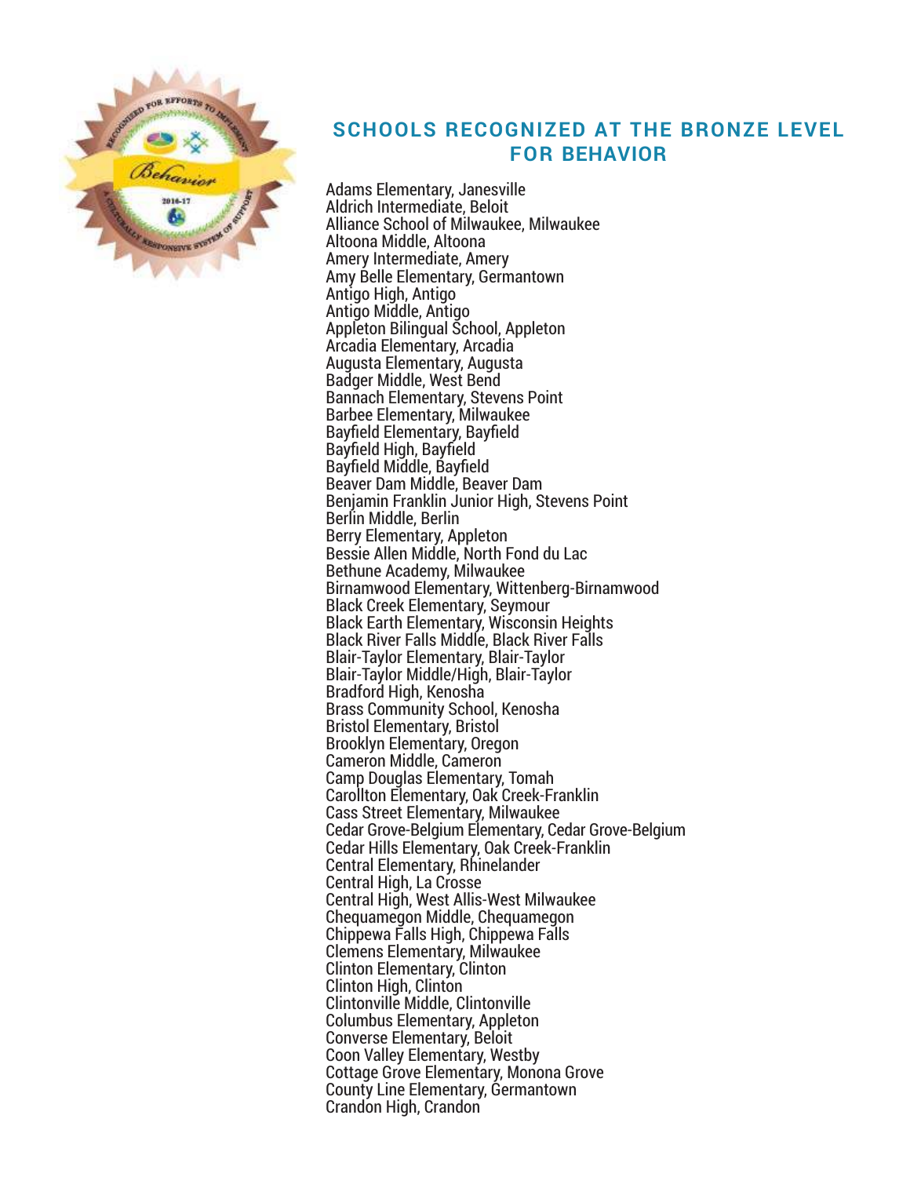## SCHOOLS RECOGNIZED AT THE BRONZE LEVEL FOR BEHAVIOR

Adams Elementary, Janesville
Aldrich Intermediate, Beloit
Alliance School of Milwaukee, Milwaukee
Altoona Middle, Altoona
Amery Intermediate, Amery
Amy Belle Elementary, Germantown
Antigo High, Antigo
Antigo Middle, Antigo
Appleton Bilingual School, Appleton
Arcadia Elementary, Arcadia
Augusta Elementary, Augusta
Badger Middle, West Bend
Bannach Elementary, Stevens Point
Barbee Elementary, Milwaukee
Bayfield Elementary, Bayfield
Bayfield High, Bayfield
Bayfield Middle, Bayfield
Beaver Dam Middle, Beaver Dam
Benjamin Franklin Junior High, Stevens Point
Berlin Middle, Berlin
Berry Elementary, Appleton
Bessie Allen Middle, North Fond du Lac
Bethune Academy, Milwaukee
Birnamwood Elementary, Wittenberg-Birnamwood
Black Creek Elementary, Seymour
Black Earth Elementary, Wisconsin Heights
Black River Falls Middle, Black River Falls
Blair-Taylor Elementary, Blair-Taylor
Blair-Taylor Middle/High, Blair-Taylor
Bradford High, Kenosha
Brass Community School, Kenosha
Bristol Elementary, Bristol
Brooklyn Elementary, Oregon
Cameron Middle, Cameron
Camp Douglas Elementary, Tomah
Carollton Elementary, Oak Creek-Franklin
Cass Street Elementary, Milwaukee
Cedar Grove-Belgium Elementary, Cedar Grove-Belgium
Cedar Hills Elementary, Oak Creek-Franklin
Central Elementary, Rhinelander
Central High, La Crosse
Central High, West Allis-West Milwaukee
Chequamegon Middle, Chequamegon
Chippewa Falls High, Chippewa Falls
Clemens Elementary, Milwaukee
Clinton Elementary, Clinton
Clinton High, Clinton
Clintonville Middle, Clintonville
Columbus Elementary, Appleton
Converse Elementary, Beloit
Coon Valley Elementary, Westby
Cottage Grove Elementary, Monona Grove
County Line Elementary, Germantown
Crandon High, Crandon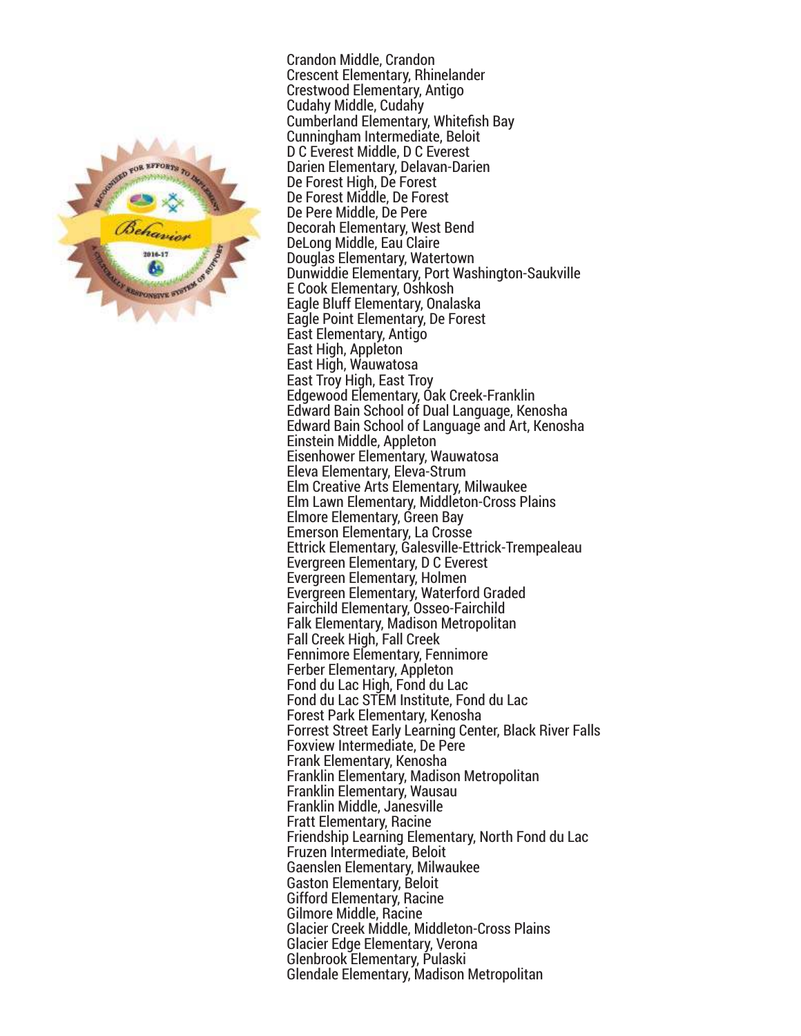Crandon Middle, Crandon
Crescent Elementary, Rhinelander
Crestwood Elementary, Antigo
Cudahy Middle, Cudahy
Cumberland Elementary, Whitefish Bay
Cunningham Intermediate, Beloit
D C Everest Middle, D C Everest
Darien Elementary, Delavan-Darien
De Forest High, De Forest
De Forest Middle, De Forest
De Pere Middle, De Pere
Decorah Elementary, West Bend
DeLong Middle, Eau Claire
Douglas Elementary, Watertown
Dunwiddie Elementary, Port Washington-Saukville
E Cook Elementary, Oshkosh
Eagle Bluff Elementary, Onalaska
Eagle Point Elementary, De Forest
East Elementary, Antigo
East High, Appleton
East High, Wauwatosa
East Troy High, East Troy
Edgewood Elementary, Oak Creek-Franklin
Edward Bain School of Dual Language, Kenosha
Edward Bain School of Language and Art, Kenosha
Einstein Middle, Appleton
Eisenhower Elementary, Wauwatosa
Eleva Elementary, Eleva-Strum
Elm Creative Arts Elementary, Milwaukee
Elm Lawn Elementary, Middleton-Cross Plains
Elmore Elementary, Green Bay
Emerson Elementary, La Crosse
Ettrick Elementary, Galesville-Ettrick-Trempealeau
Evergreen Elementary, D C Everest
Evergreen Elementary, Holmen
Evergreen Elementary, Waterford Graded
Fairchild Elementary, Osseo-Fairchild
Falk Elementary, Madison Metropolitan
Fall Creek High, Fall Creek
Fennimore Elementary, Fennimore
Ferber Elementary, Appleton
Fond du Lac High, Fond du Lac
Fond du Lac STEM Institute, Fond du Lac
Forest Park Elementary, Kenosha
Forrest Street Early Learning Center, Black River Falls
Foxview Intermediate, De Pere
Frank Elementary, Kenosha
Franklin Elementary, Madison Metropolitan
Franklin Elementary, Wausau
Franklin Middle, Janesville
Fratt Elementary, Racine
Friendship Learning Elementary, North Fond du Lac
Fruzen Intermediate, Beloit
Gaenslen Elementary, Milwaukee
Gaston Elementary, Beloit
Gifford Elementary, Racine
Gilmore Middle, Racine
Glacier Creek Middle, Middleton-Cross Plains
Glacier Edge Elementary, Verona
Glenbrook Elementary, Pulaski
Glendale Elementary, Madison Metropolitan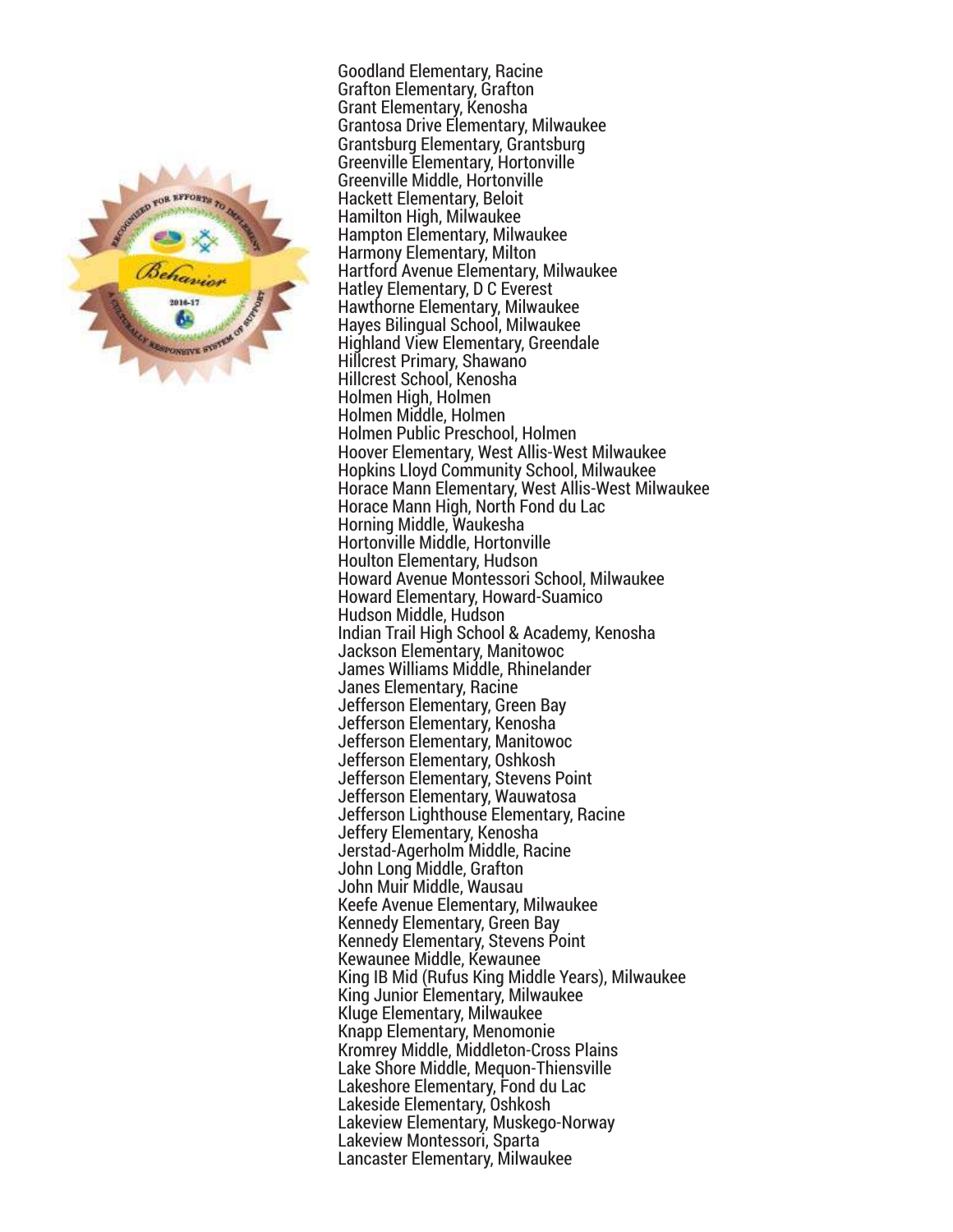Goodland Elementary, Racine
Grafton Elementary, Grafton
Grant Elementary, Kenosha
Grantosa Drive Elementary, Milwaukee
Grantsburg Elementary, Grantsburg
Greenville Elementary, Hortonville
Greenville Middle, Hortonville
Hackett Elementary, Beloit
Hamilton High, Milwaukee
Hampton Elementary, Milwaukee
Harmony Elementary, Milton
Hartford Avenue Elementary, Milwaukee
Hatley Elementary, D C Everest
Hawthorne Elementary, Milwaukee
Hayes Bilingual School, Milwaukee
Highland View Elementary, Greendale
Hillcrest Primary, Shawano
Hillcrest School, Kenosha
Holmen High, Holmen
Holmen Middle, Holmen
Holmen Public Preschool, Holmen
Hoover Elementary, West Allis-West Milwaukee
Hopkins Lloyd Community School, Milwaukee
Horace Mann Elementary, West Allis-West Milwaukee
Horace Mann High, North Fond du Lac
Horning Middle, Waukesha
Hortonville Middle, Hortonville
Houlton Elementary, Hudson
Howard Avenue Montessori School, Milwaukee
Howard Elementary, Howard-Suamico
Hudson Middle, Hudson
Indian Trail High School & Academy, Kenosha
Jackson Elementary, Manitowoc
James Williams Middle, Rhinelander
Janes Elementary, Racine
Jefferson Elementary, Green Bay
Jefferson Elementary, Kenosha
Jefferson Elementary, Manitowoc
Jefferson Elementary, Oshkosh
Jefferson Elementary, Stevens Point
Jefferson Elementary, Wauwatosa
Jefferson Lighthouse Elementary, Racine
Jeffery Elementary, Kenosha
Jerstad-Agerholm Middle, Racine
John Long Middle, Grafton
John Muir Middle, Wausau
Keefe Avenue Elementary, Milwaukee
Kennedy Elementary, Green Bay
Kennedy Elementary, Stevens Point
Kewaunee Middle, Kewaunee
King IB Mid (Rufus King Middle Years), Milwaukee
King Junior Elementary, Milwaukee
Kluge Elementary, Milwaukee
Knapp Elementary, Menomonie
Kromrey Middle, Middleton-Cross Plains
Lake Shore Middle, Mequon-Thiensville
Lakeshore Elementary, Fond du Lac
Lakeside Elementary, Oshkosh
Lakeview Elementary, Muskego-Norway
Lakeview Montessori, Sparta
Lancaster Elementary, Milwaukee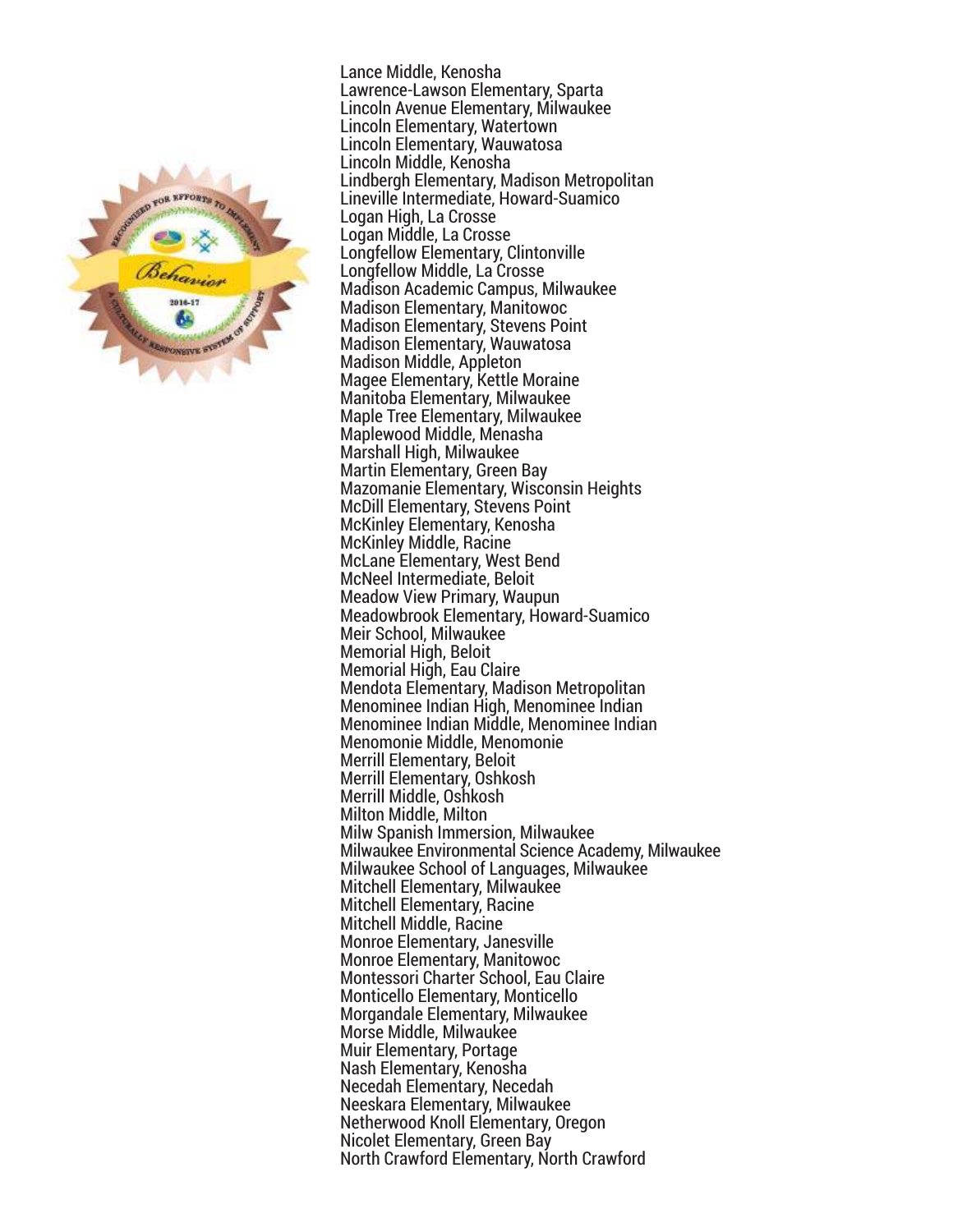Lance Middle, Kenosha
Lawrence-Lawson Elementary, Sparta
Lincoln Avenue Elementary, Milwaukee
Lincoln Elementary, Watertown
Lincoln Elementary, Wauwatosa
Lincoln Middle, Kenosha
Lindbergh Elementary, Madison Metropolitan
Lineville Intermediate, Howard-Suamico
Logan High, La Crosse
Logan Middle, La Crosse
Longfellow Elementary, Clintonville
Longfellow Middle, La Crosse
Madison Academic Campus, Milwaukee
Madison Elementary, Manitowoc
Madison Elementary, Stevens Point
Madison Elementary, Wauwatosa
Madison Middle, Appleton
Magee Elementary, Kettle Moraine
Manitoba Elementary, Milwaukee
Maple Tree Elementary, Milwaukee
Maplewood Middle, Menasha
Marshall High, Milwaukee
Martin Elementary, Green Bay
Mazomanie Elementary, Wisconsin Heights
McDill Elementary, Stevens Point
McKinley Elementary, Kenosha
McKinley Middle, Racine
McLane Elementary, West Bend
McNeel Intermediate, Beloit
Meadow View Primary, Waupun
Meadowbrook Elementary, Howard-Suamico
Meir School, Milwaukee
Memorial High, Beloit
Memorial High, Eau Claire
Mendota Elementary, Madison Metropolitan
Menominee Indian High, Menominee Indian
Menominee Indian Middle, Menominee Indian
Menomonie Middle, Menomonie
Merrill Elementary, Beloit
Merrill Elementary, Oshkosh
Merrill Middle, Oshkosh
Milton Middle, Milton
Milw Spanish Immersion, Milwaukee
Milwaukee Environmental Science Academy, Milwaukee
Milwaukee School of Languages, Milwaukee
Mitchell Elementary, Milwaukee
Mitchell Elementary, Racine
Mitchell Middle, Racine
Monroe Elementary, Janesville
Monroe Elementary, Manitowoc
Montessori Charter School, Eau Claire
Monticello Elementary, Monticello
Morgandale Elementary, Milwaukee
Morse Middle, Milwaukee
Muir Elementary, Portage
Nash Elementary, Kenosha
Necedah Elementary, Necedah
Neeskara Elementary, Milwaukee
Netherwood Knoll Elementary, Oregon
Nicolet Elementary, Green Bay
North Crawford Elementary, North Crawford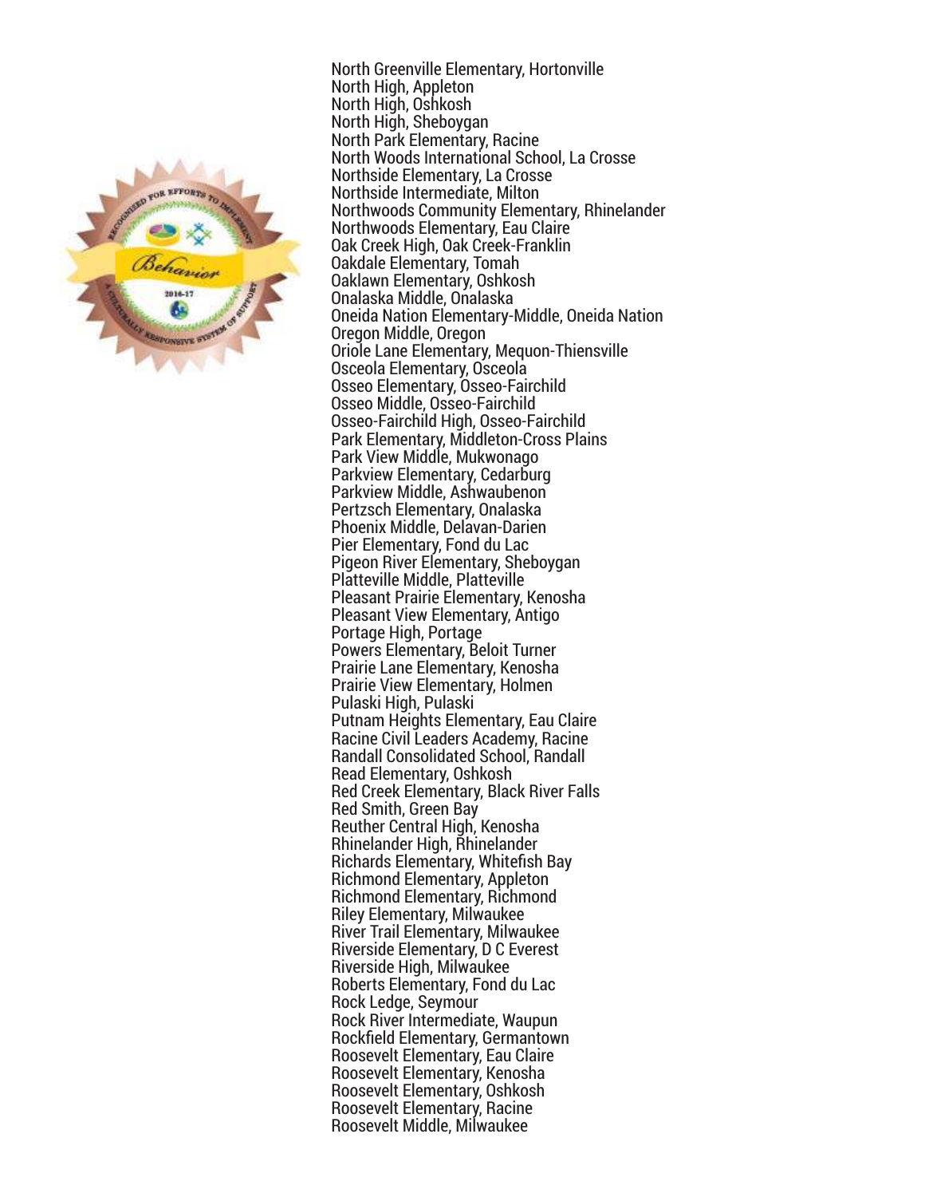North Greenville Elementary, Hortonville
North High, Appleton
North High, Oshkosh
North High, Sheboygan
North Park Elementary, Racine
North Woods International School, La Crosse
Northside Elementary, La Crosse
Northside Intermediate, Milton
Northwoods Community Elementary, Rhinelander
Northwoods Elementary, Eau Claire
Oak Creek High, Oak Creek-Franklin
Oakdale Elementary, Tomah
Oaklawn Elementary, Oshkosh
Onalaska Middle, Onalaska
Oneida Nation Elementary-Middle, Oneida Nation
Oregon Middle, Oregon
Oriole Lane Elementary, Mequon-Thiensville
Osceola Elementary, Osceola
Osseo Elementary, Osseo-Fairchild
Osseo Middle, Osseo-Fairchild
Osseo-Fairchild High, Osseo-Fairchild
Park Elementary, Middleton-Cross Plains
Park View Middle, Mukwonago
Parkview Elementary, Cedarburg
Parkview Middle, Ashwaubenon
Pertzsch Elementary, Onalaska
Phoenix Middle, Delavan-Darien
Pier Elementary, Fond du Lac
Pigeon River Elementary, Sheboygan
Platteville Middle, Platteville
Pleasant Prairie Elementary, Kenosha
Pleasant View Elementary, Antigo
Portage High, Portage
Powers Elementary, Beloit Turner
Prairie Lane Elementary, Kenosha
Prairie View Elementary, Holmen
Pulaski High, Pulaski
Putnam Heights Elementary, Eau Claire
Racine Civil Leaders Academy, Racine
Randall Consolidated School, Randall
Read Elementary, Oshkosh
Red Creek Elementary, Black River Falls
Red Smith, Green Bay
Reuther Central High, Kenosha
Rhinelander High, Rhinelander
Richards Elementary, Whitefish Bay
Richmond Elementary, Appleton
Richmond Elementary, Richmond
Riley Elementary, Milwaukee
River Trail Elementary, Milwaukee
Riverside Elementary, D C Everest
Riverside High, Milwaukee
Roberts Elementary, Fond du Lac
Rock Ledge, Seymour
Rock River Intermediate, Waupun
Rockfield Elementary, Germantown
Roosevelt Elementary, Eau Claire
Roosevelt Elementary, Kenosha
Roosevelt Elementary, Oshkosh
Roosevelt Elementary, Racine
Roosevelt Middle, Milwaukee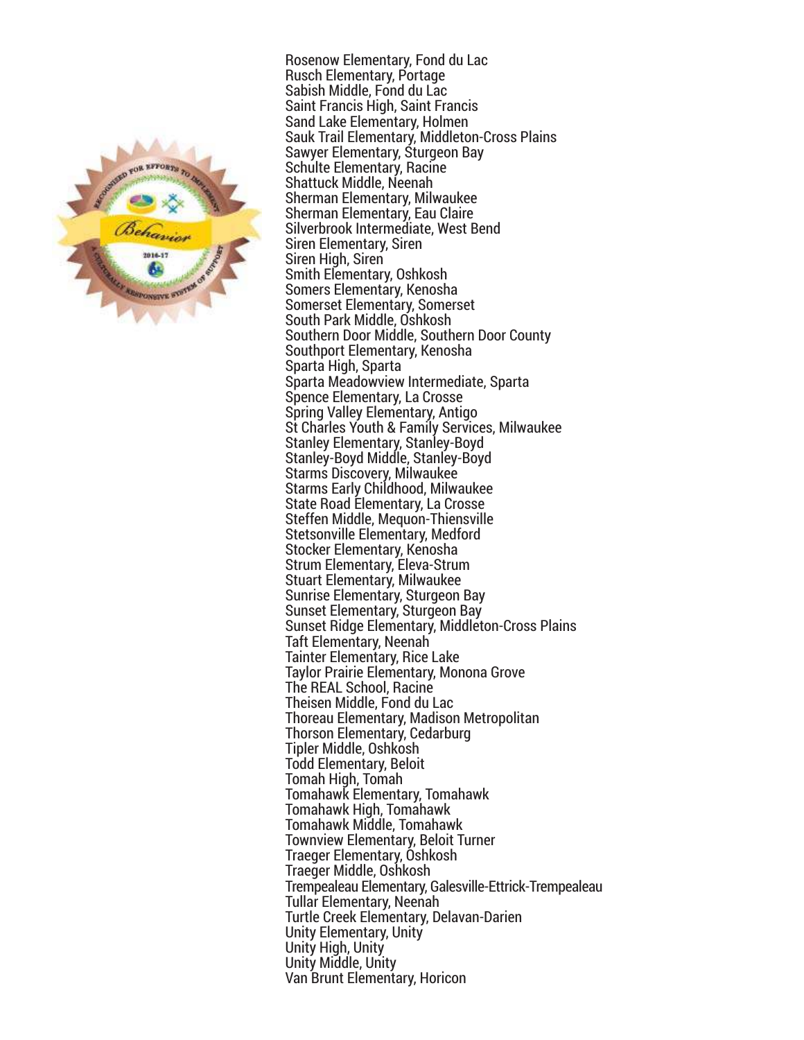Rosenow Elementary, Fond du Lac
Rusch Elementary, Portage
Sabish Middle, Fond du Lac
Saint Francis High, Saint Francis
Sand Lake Elementary, Holmen
Sauk Trail Elementary, Middleton-Cross Plains
Sawyer Elementary, Sturgeon Bay
Schulte Elementary, Racine
Shattuck Middle, Neenah
Sherman Elementary, Milwaukee
Sherman Elementary, Eau Claire
Silverbrook Intermediate, West Bend
Siren Elementary, Siren
Siren High, Siren
Smith Elementary, Oshkosh
Somers Elementary, Kenosha
Somerset Elementary, Somerset
South Park Middle, Oshkosh
Southern Door Middle, Southern Door County
Southport Elementary, Kenosha
Sparta High, Sparta
Sparta Meadowview Intermediate, Sparta
Spence Elementary, La Crosse
Spring Valley Elementary, Antigo
St Charles Youth & Family Services, Milwaukee
Stanley Elementary, Stanley-Boyd
Stanley-Boyd Middle, Stanley-Boyd
Starms Discovery, Milwaukee
Starms Early Childhood, Milwaukee
State Road Elementary, La Crosse
Steffen Middle, Mequon-Thiensville
Stetsonville Elementary, Medford
Stocker Elementary, Kenosha
Strum Elementary, Eleva-Strum
Stuart Elementary, Milwaukee
Sunrise Elementary, Sturgeon Bay
Sunset Elementary, Sturgeon Bay
Sunset Ridge Elementary, Middleton-Cross Plains
Taft Elementary, Neenah
Tainter Elementary, Rice Lake
Taylor Prairie Elementary, Monona Grove
The REAL School, Racine
Theisen Middle, Fond du Lac
Thoreau Elementary, Madison Metropolitan
Thorson Elementary, Cedarburg
Tipler Middle, Oshkosh
Todd Elementary, Beloit
Tomah High, Tomah
Tomahawk Elementary, Tomahawk
Tomahawk High, Tomahawk
Tomahawk Middle, Tomahawk
Townview Elementary, Beloit Turner
Traeger Elementary, Oshkosh
Traeger Middle, Oshkosh
Trempealeau Elementary, Galesville-Ettrick-Trempealeau
Tullar Elementary, Neenah
Turtle Creek Elementary, Delavan-Darien
Unity Elementary, Unity
Unity High, Unity
Unity Middle, Unity
Van Brunt Elementary, Horicon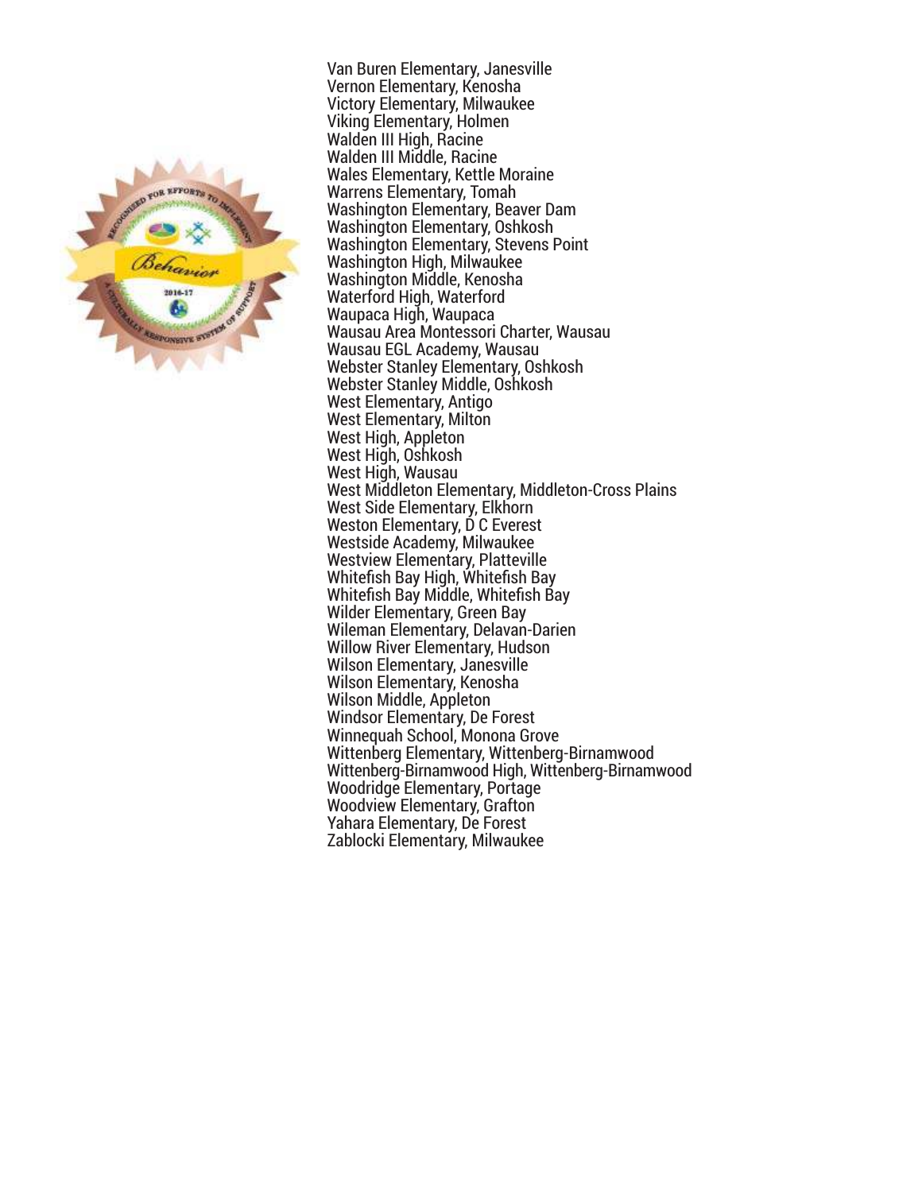Van Buren Elementary, Janesville
Vernon Elementary, Kenosha
Victory Elementary, Milwaukee
Viking Elementary, Holmen
Walden III High, Racine
Walden III Middle, Racine
Wales Elementary, Kettle Moraine
Warrens Elementary, Tomah
Washington Elementary, Beaver Dam
Washington Elementary, Oshkosh
Washington Elementary, Stevens Point
Washington High, Milwaukee
Washington Middle, Kenosha
Waterford High, Waterford
Waupaca High, Waupaca
Wausau Area Montessori Charter, Wausau
Wausau EGL Academy, Wausau
Webster Stanley Elementary, Oshkosh
Webster Stanley Middle, Oshkosh
West Elementary, Antigo
West Elementary, Milton
West High, Appleton
West High, Oshkosh
West High, Wausau
West Middleton Elementary, Middleton-Cross Plains
West Side Elementary, Elkhorn
Weston Elementary, D C Everest
Westside Academy, Milwaukee
Westview Elementary, Platteville
Whitefish Bay High, Whitefish Bay
Whitefish Bay Middle, Whitefish Bay
Wilder Elementary, Green Bay
Wileman Elementary, Delavan-Darien
Willow River Elementary, Hudson
Wilson Elementary, Janesville
Wilson Elementary, Kenosha
Wilson Middle, Appleton
Windsor Elementary, De Forest
Winnequah School, Monona Grove
Wittenberg Elementary, Wittenberg-Birnamwood
Wittenberg-Birnamwood High, Wittenberg-Birnamwood
Woodridge Elementary, Portage
Woodview Elementary, Grafton
Yahara Elementary, De Forest
Zablocki Elementary, Milwaukee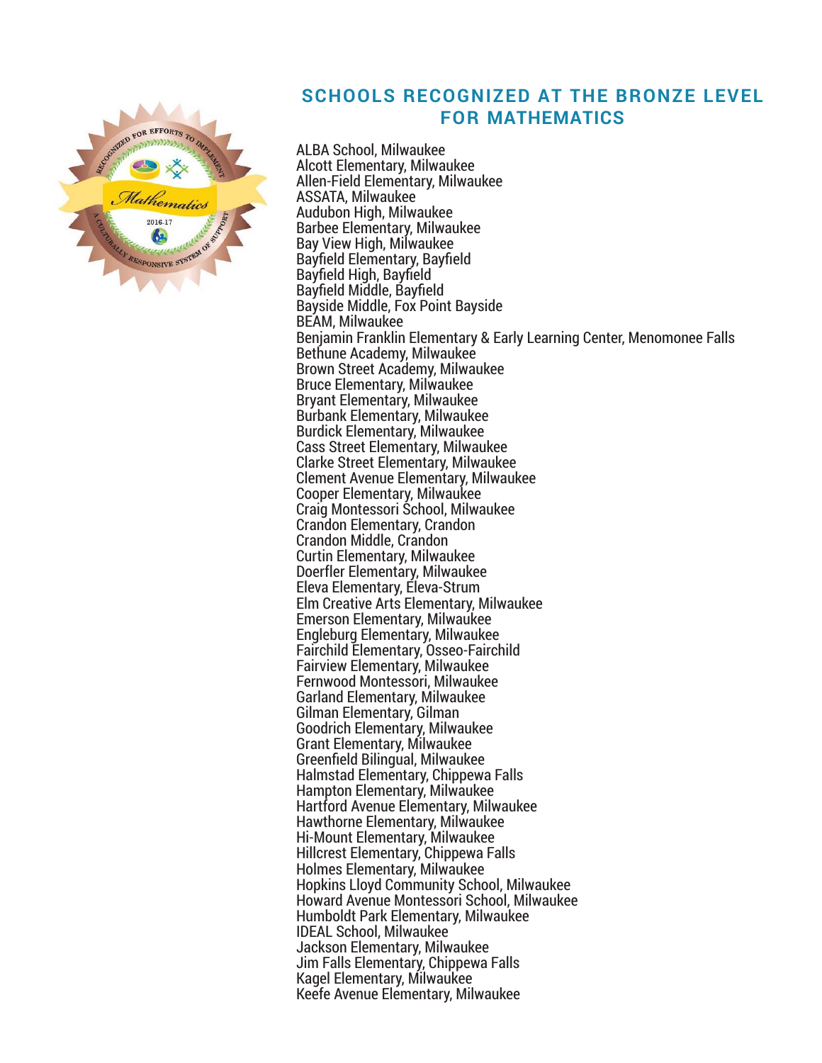## SCHOOLS RECOGNIZED AT THE BRONZE LEVEL FOR MATHEMATICS

ALBA School, Milwaukee
Alcott Elementary, Milwaukee
Allen-Field Elementary, Milwaukee
ASSATA, Milwaukee
Audubon High, Milwaukee
Barbee Elementary, Milwaukee
Bay View High, Milwaukee
Bayfield Elementary, Bayfield
Bayfield High, Bayfield
Bayfield Middle, Bayfield
Bayside Middle, Fox Point Bayside
BEAM, Milwaukee
Benjamin Franklin Elementary & Early Learning Center, Menomonee Falls
Bethune Academy, Milwaukee
Brown Street Academy, Milwaukee
Bruce Elementary, Milwaukee
Bryant Elementary, Milwaukee
Burbank Elementary, Milwaukee
Burdick Elementary, Milwaukee
Cass Street Elementary, Milwaukee
Clarke Street Elementary, Milwaukee
Clement Avenue Elementary, Milwaukee
Cooper Elementary, Milwaukee
Craig Montessori School, Milwaukee
Crandon Elementary, Crandon
Crandon Middle, Crandon
Curtin Elementary, Milwaukee
Doerfler Elementary, Milwaukee
Eleva Elementary, Eleva-Strum
Elm Creative Arts Elementary, Milwaukee
Emerson Elementary, Milwaukee
Engleburg Elementary, Milwaukee
Fairchild Elementary, Osseo-Fairchild
Fairview Elementary, Milwaukee
Fernwood Montessori, Milwaukee
Garland Elementary, Milwaukee
Gilman Elementary, Gilman
Goodrich Elementary, Milwaukee
Grant Elementary, Milwaukee
Greenfield Bilingual, Milwaukee
Halmstad Elementary, Chippewa Falls
Hampton Elementary, Milwaukee
Hartford Avenue Elementary, Milwaukee
Hawthorne Elementary, Milwaukee
Hi-Mount Elementary, Milwaukee
Hillcrest Elementary, Chippewa Falls
Holmes Elementary, Milwaukee
Hopkins Lloyd Community School, Milwaukee
Howard Avenue Montessori School, Milwaukee
Humboldt Park Elementary, Milwaukee
IDEAL School, Milwaukee
Jackson Elementary, Milwaukee
Jim Falls Elementary, Chippewa Falls
Kagel Elementary, Milwaukee
Keefe Avenue Elementary, Milwaukee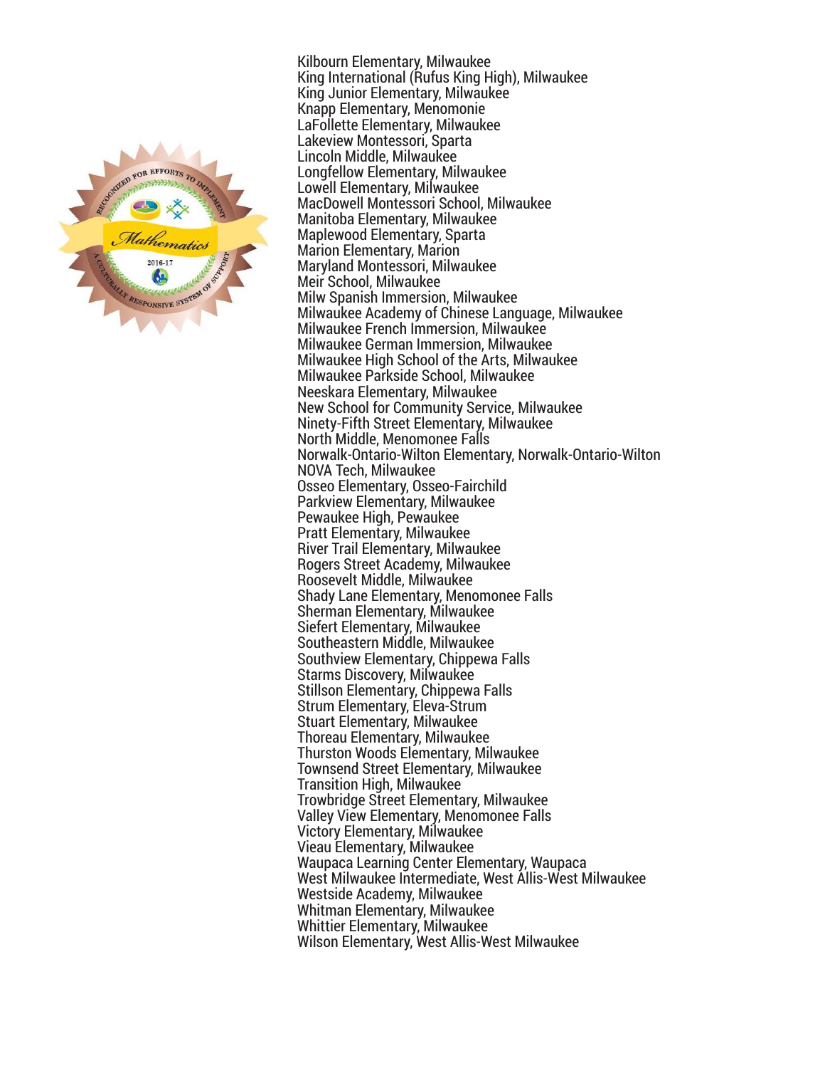Kilbourn Elementary, Milwaukee
King International (Rufus King High), Milwaukee
King Junior Elementary, Milwaukee
Knapp Elementary, Menomonie
LaFollette Elementary, Milwaukee
Lakeview Montessori, Sparta
Lincoln Middle, Milwaukee
Longfellow Elementary, Milwaukee
Lowell Elementary, Milwaukee
MacDowell Montessori School, Milwaukee
Manitoba Elementary, Milwaukee
Maplewood Elementary, Sparta
Marion Elementary, Marion
Maryland Montessori, Milwaukee
Meir School, Milwaukee
Milw Spanish Immersion, Milwaukee
Milwaukee Academy of Chinese Language, Milwaukee
Milwaukee French Immersion, Milwaukee
Milwaukee German Immersion, Milwaukee
Milwaukee High School of the Arts, Milwaukee
Milwaukee Parkside School, Milwaukee
Neeskara Elementary, Milwaukee
New School for Community Service, Milwaukee
Ninety-Fifth Street Elementary, Milwaukee
North Middle, Menomonee Falls
Norwalk-Ontario-Wilton Elementary, Norwalk-Ontario-Wilton
NOVA Tech, Milwaukee
Osseo Elementary, Osseo-Fairchild
Parkview Elementary, Milwaukee
Pewaukee High, Pewaukee
Pratt Elementary, Milwaukee
River Trail Elementary, Milwaukee
Rogers Street Academy, Milwaukee
Roosevelt Middle, Milwaukee
Shady Lane Elementary, Menomonee Falls
Sherman Elementary, Milwaukee
Siefert Elementary, Milwaukee
Southeastern Middle, Milwaukee
Southview Elementary, Chippewa Falls
Starms Discovery, Milwaukee
Stillson Elementary, Chippewa Falls
Strum Elementary, Eleva-Strum
Stuart Elementary, Milwaukee
Thoreau Elementary, Milwaukee
Thurston Woods Elementary, Milwaukee
Townsend Street Elementary, Milwaukee
Transition High, Milwaukee
Trowbridge Street Elementary, Milwaukee
Valley View Elementary, Menomonee Falls
Victory Elementary, Milwaukee
Vieau Elementary, Milwaukee
Waupaca Learning Center Elementary, Waupaca
West Milwaukee Intermediate, West Allis-West Milwaukee
Westside Academy, Milwaukee
Whitman Elementary, Milwaukee
Whittier Elementary, Milwaukee
Wilson Elementary, West Allis-West Milwaukee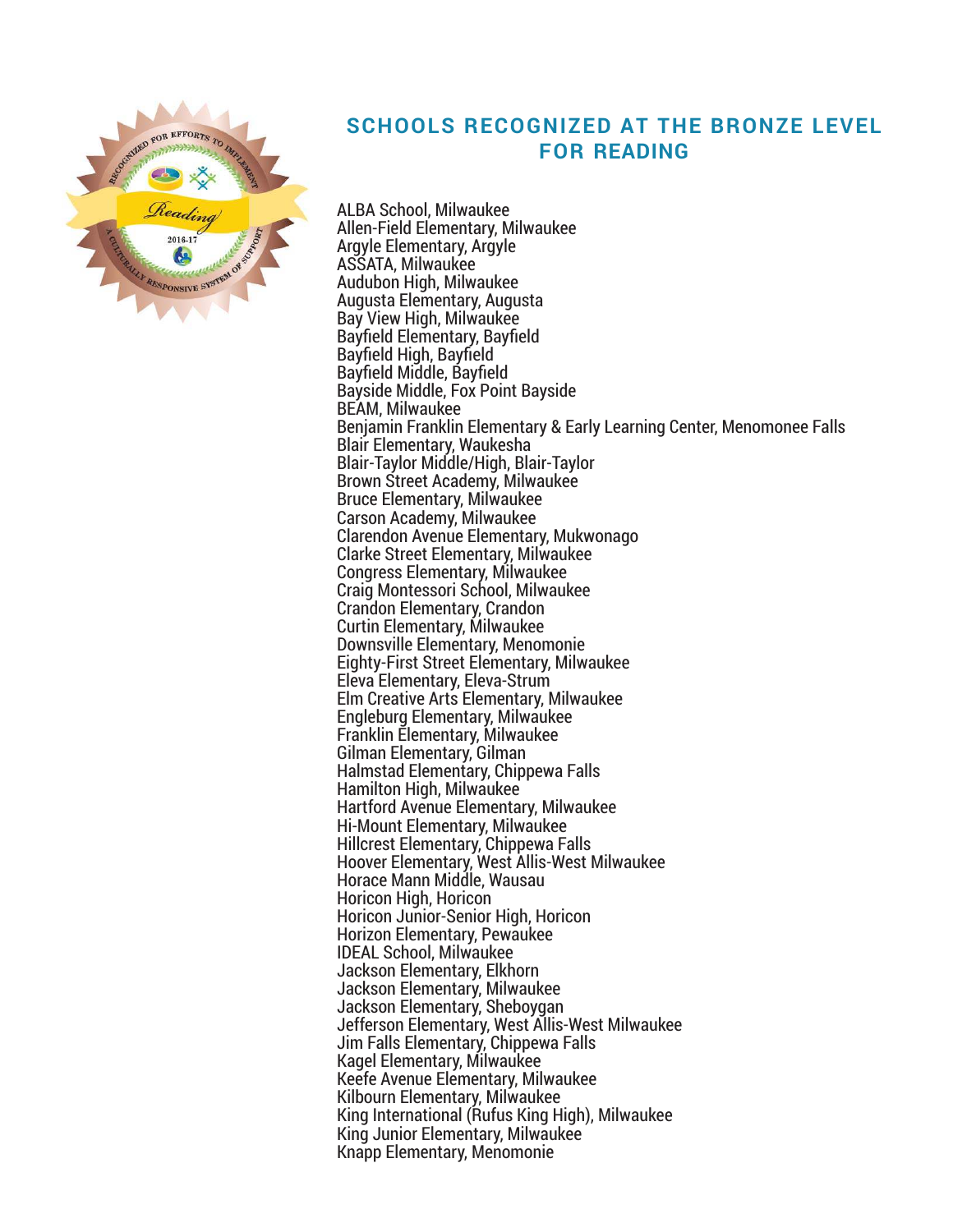## SCHOOLS RECOGNIZED AT THE BRONZE LEVEL FOR READING

ALBA School, Milwaukee
Allen-Field Elementary, Milwaukee
Argyle Elementary, Argyle
ASSATA, Milwaukee
Audubon High, Milwaukee
Augusta Elementary, Augusta
Bay View High, Milwaukee
Bayfield Elementary, Bayfield
Bayfield High, Bayfield
Bayfield Middle, Bayfield
Bayside Middle, Fox Point Bayside
BEAM, Milwaukee
Benjamin Franklin Elementary & Early Learning Center, Menomonee Falls
Blair Elementary, Waukesha
Blair-Taylor Middle/High, Blair-Taylor
Brown Street Academy, Milwaukee
Bruce Elementary, Milwaukee
Carson Academy, Milwaukee
Clarendon Avenue Elementary, Mukwonago
Clarke Street Elementary, Milwaukee
Congress Elementary, Milwaukee
Craig Montessori School, Milwaukee
Crandon Elementary, Crandon
Curtin Elementary, Milwaukee
Downsville Elementary, Menomonie
Eighty-First Street Elementary, Milwaukee
Eleva Elementary, Eleva-Strum
Elm Creative Arts Elementary, Milwaukee
Engleburg Elementary, Milwaukee
Franklin Elementary, Milwaukee
Gilman Elementary, Gilman
Halmstad Elementary, Chippewa Falls
Hamilton High, Milwaukee
Hartford Avenue Elementary, Milwaukee
Hi-Mount Elementary, Milwaukee
Hillcrest Elementary, Chippewa Falls
Hoover Elementary, West Allis-West Milwaukee
Horace Mann Middle, Wausau
Horicon High, Horicon
Horicon Junior-Senior High, Horicon
Horizon Elementary, Pewaukee
IDEAL School, Milwaukee
Jackson Elementary, Elkhorn
Jackson Elementary, Milwaukee
Jackson Elementary, Sheboygan
Jefferson Elementary, West Allis-West Milwaukee
Jim Falls Elementary, Chippewa Falls
Kagel Elementary, Milwaukee
Keefe Avenue Elementary, Milwaukee
Kilbourn Elementary, Milwaukee
King International (Rufus King High), Milwaukee
King Junior Elementary, Milwaukee
Knapp Elementary, Menomonie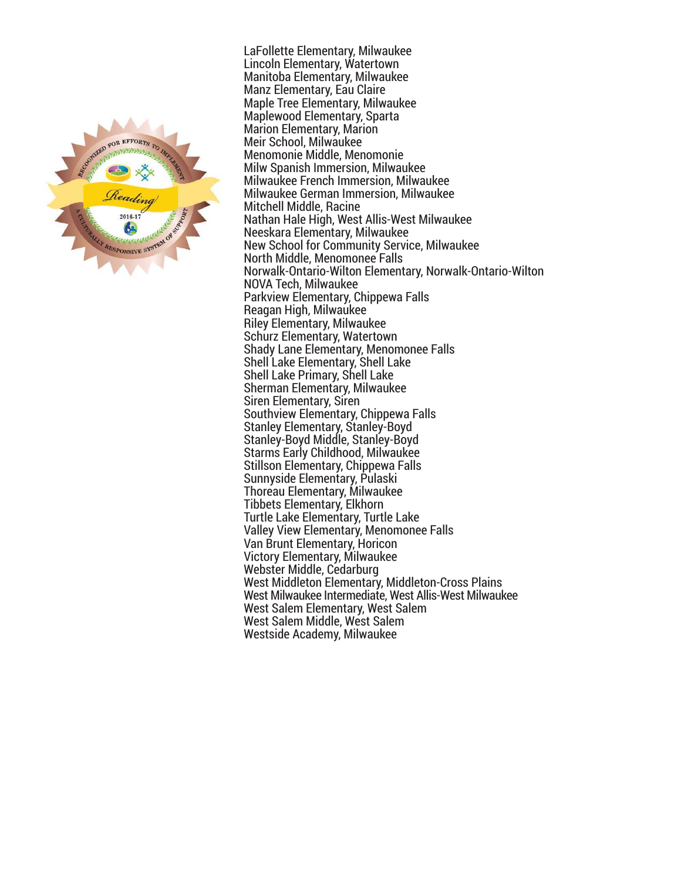LaFollette Elementary, Milwaukee
Lincoln Elementary, Watertown
Manitoba Elementary, Milwaukee
Manz Elementary, Eau Claire
Maple Tree Elementary, Milwaukee
Maplewood Elementary, Sparta
Marion Elementary, Marion
Meir School, Milwaukee
Menomonie Middle, Menomonie
Milw Spanish Immersion, Milwaukee
Milwaukee French Immersion, Milwaukee
Milwaukee German Immersion, Milwaukee
Mitchell Middle, Racine
Nathan Hale High, West Allis-West Milwaukee
Neeskara Elementary, Milwaukee
New School for Community Service, Milwaukee
North Middle, Menomonee Falls
Norwalk-Ontario-Wilton Elementary, Norwalk-Ontario-Wilton
NOVA Tech, Milwaukee
Parkview Elementary, Chippewa Falls
Reagan High, Milwaukee
Riley Elementary, Milwaukee
Schurz Elementary, Watertown
Shady Lane Elementary, Menomonee Falls
Shell Lake Elementary, Shell Lake
Shell Lake Primary, Shell Lake
Sherman Elementary, Milwaukee
Siren Elementary, Siren
Southview Elementary, Chippewa Falls
Stanley Elementary, Stanley-Boyd
Stanley-Boyd Middle, Stanley-Boyd
Starms Early Childhood, Milwaukee
Stillson Elementary, Chippewa Falls
Sunnyside Elementary, Pulaski
Thoreau Elementary, Milwaukee
Tibbets Elementary, Elkhorn
Turtle Lake Elementary, Turtle Lake
Valley View Elementary, Menomonee Falls
Van Brunt Elementary, Horicon
Victory Elementary, Milwaukee
Webster Middle, Cedarburg
West Middleton Elementary, Middleton-Cross Plains
West Milwaukee Intermediate, West Allis-West Milwaukee
West Salem Elementary, West Salem
West Salem Middle, West Salem
Westside Academy, Milwaukee